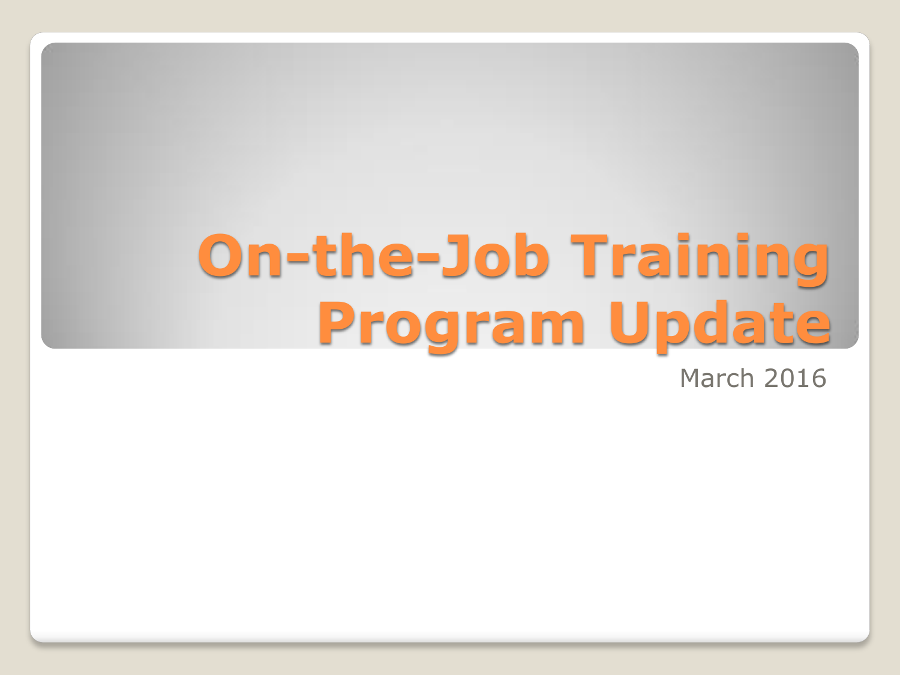# On-the-Job Training Program Update

March 2016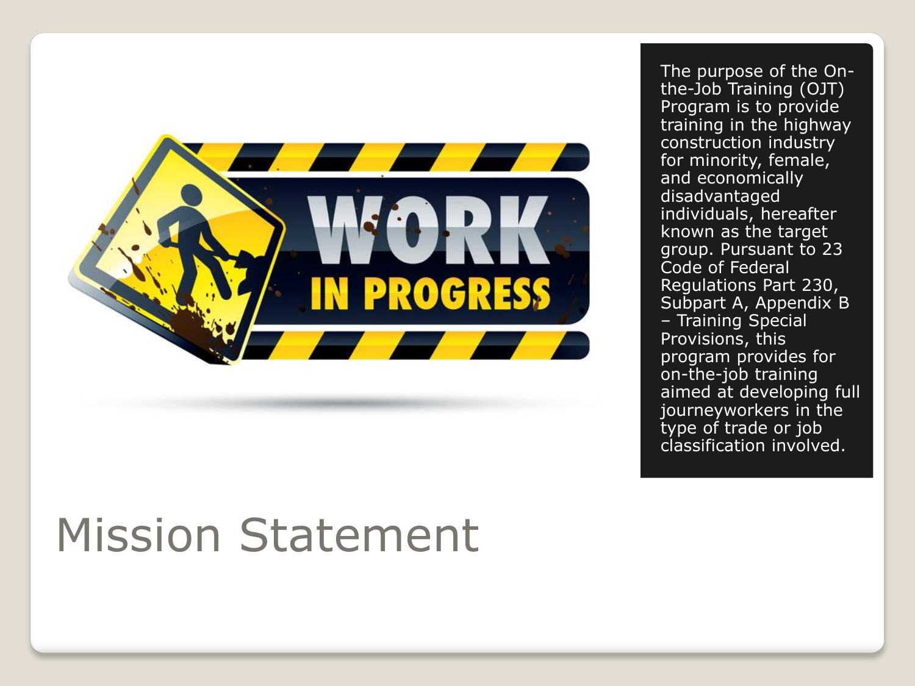# Mission Statement

The purpose of the On-the-Job Training (OJT) Program is to provide training in the highway construction industry for minority, female, and economically disadvantaged individuals, hereafter known as the target group. Pursuant to 23 Code of Federal Regulations Part 230, Subpart A, Appendix B – Training Special Provisions, this program provides for on-the-job training aimed at developing full journeyworkers in the type of trade or job classification involved.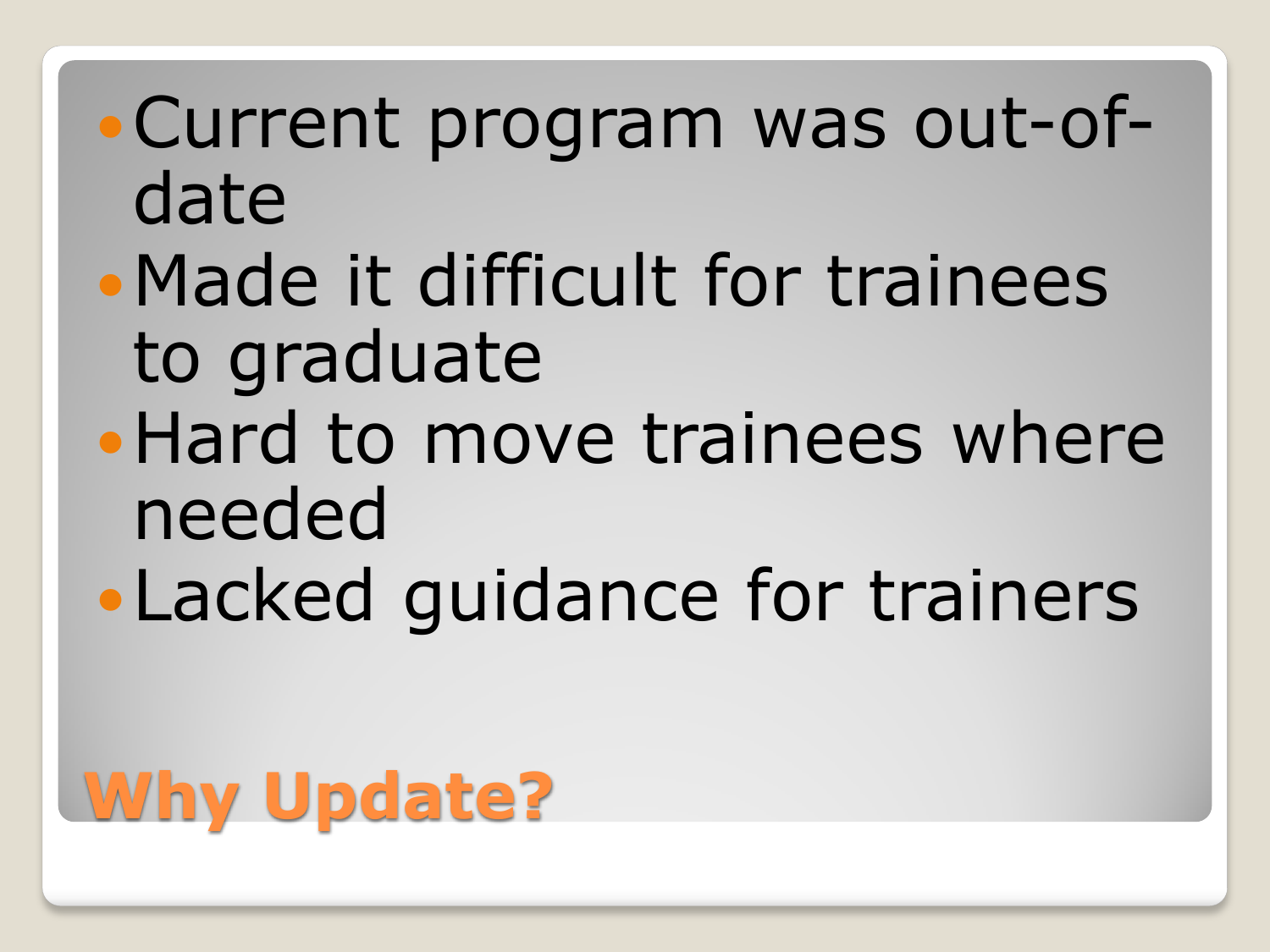## Why Update?

- Current program was out-of-date
- Made it difficult for trainees to graduate
- Hard to move trainees where needed
- Lacked guidance for trainers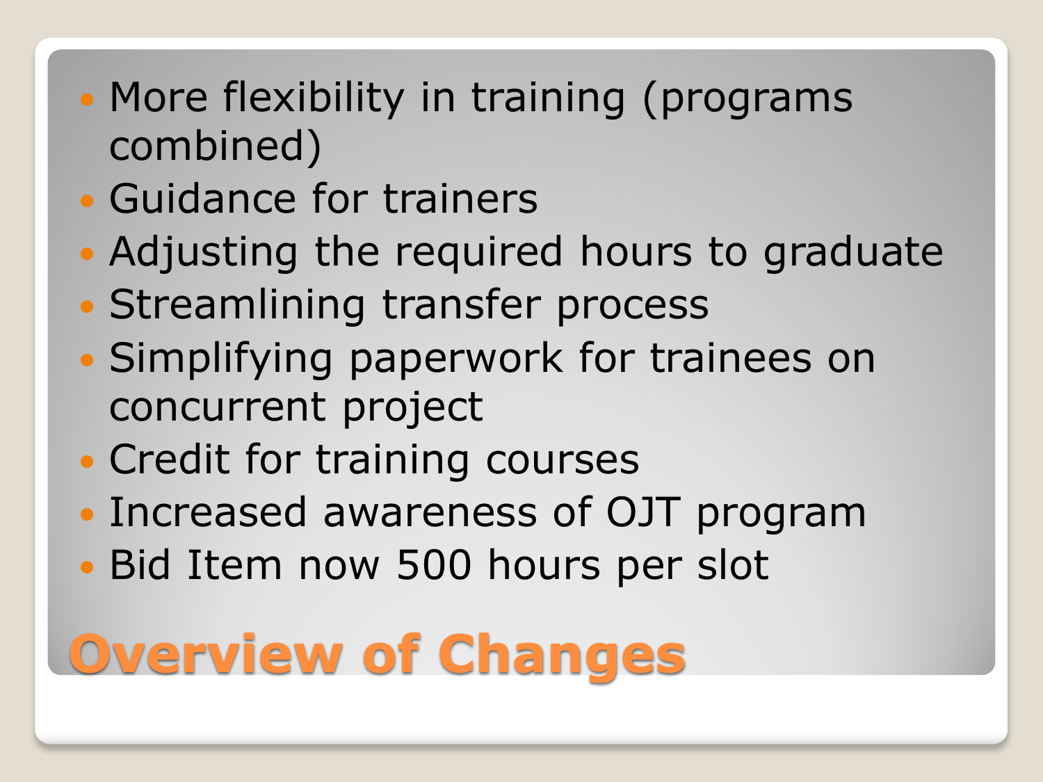# Overview of Changes

- More flexibility in training (programs combined)
- Guidance for trainers
- Adjusting the required hours to graduate
- Streamlining transfer process
- Simplifying paperwork for trainees on concurrent project
- Credit for training courses
- Increased awareness of OJT program
- Bid Item now 500 hours per slot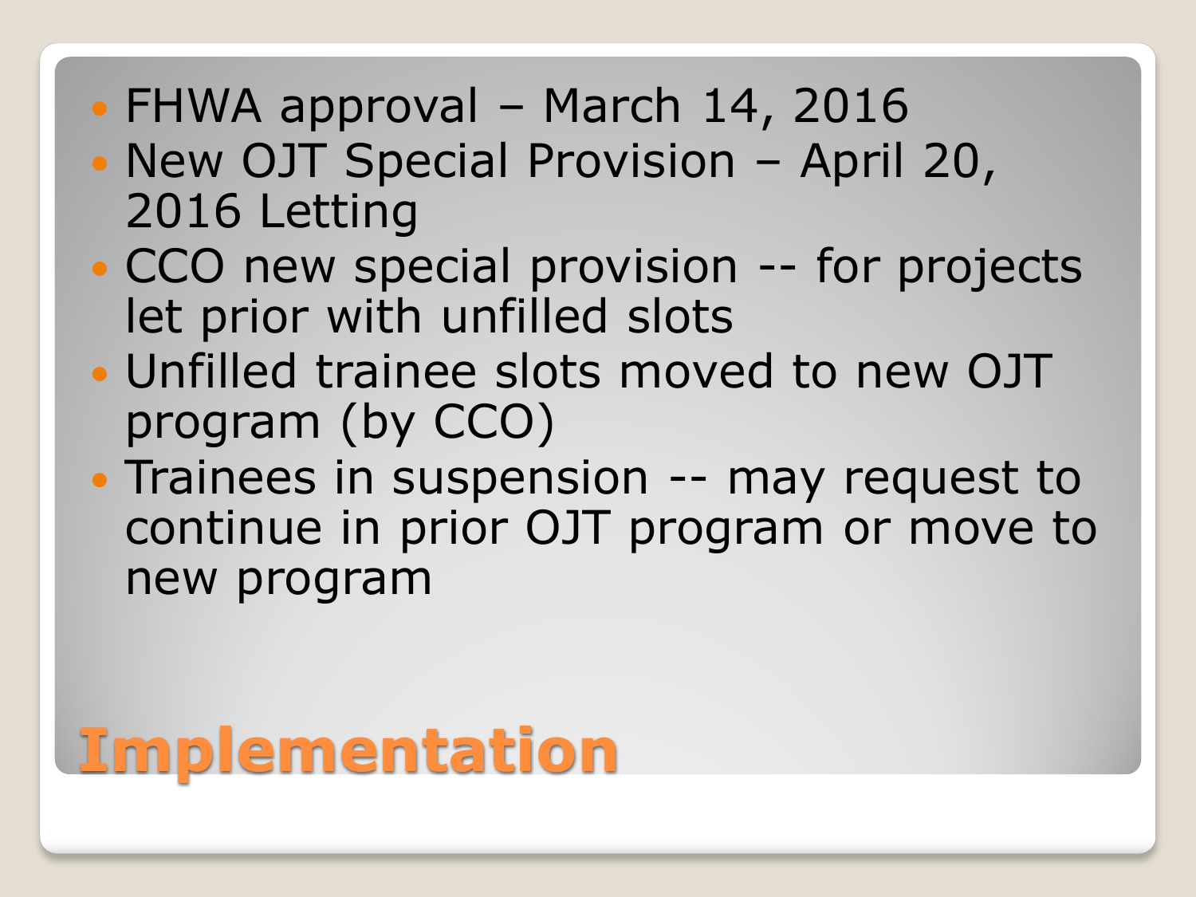# Implementation

- FHWA approval – March 14, 2016
- New OJT Special Provision – April 20, 2016 Letting
- CCO new special provision -- for projects let prior with unfilled slots
- Unfilled trainee slots moved to new OJT program (by CCO)
- Trainees in suspension -- may request to continue in prior OJT program or move to new program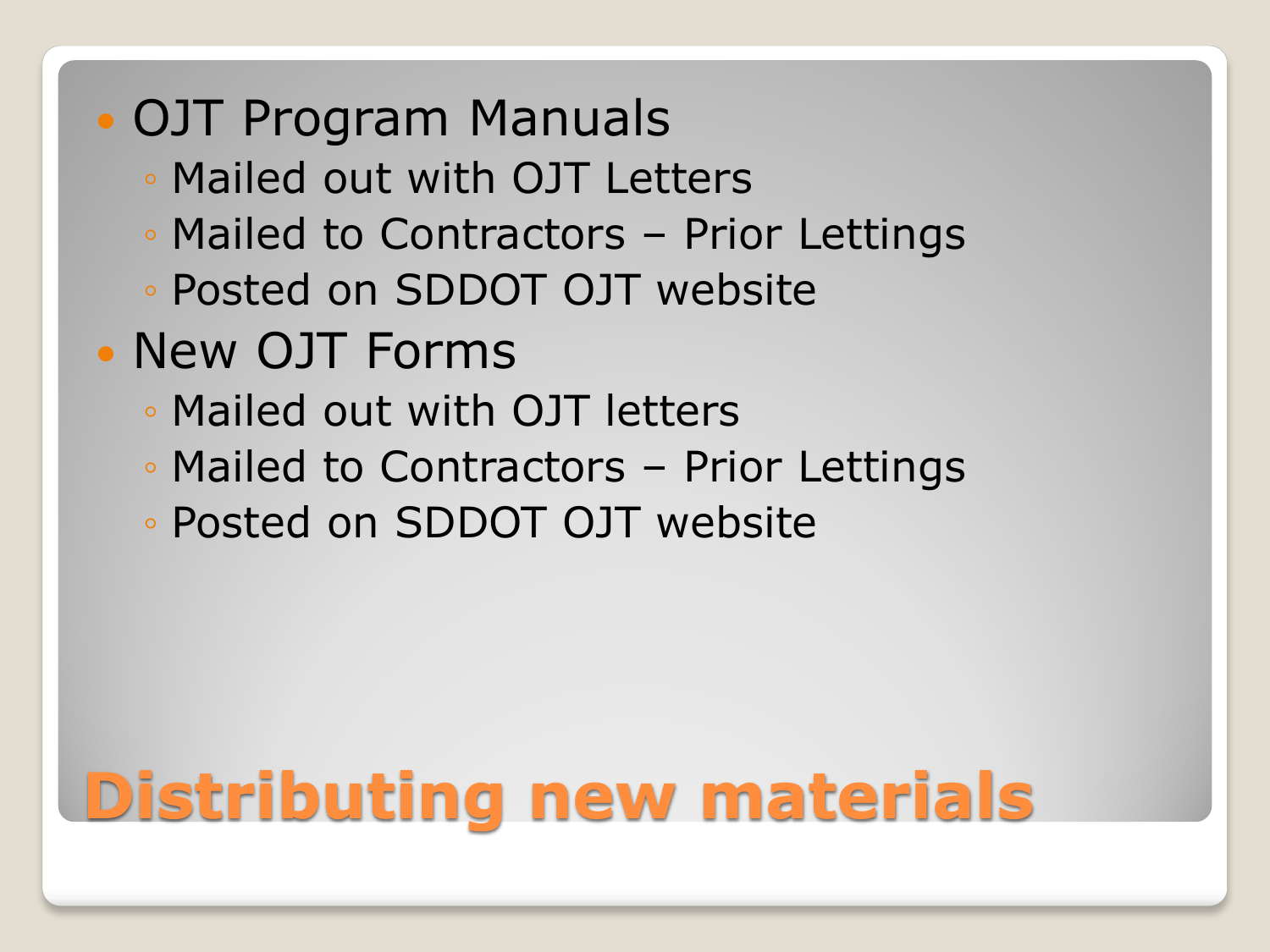# Distributing new materials

- OJT Program Manuals
  - Mailed out with OJT Letters
  - Mailed to Contractors – Prior Lettings
  - Posted on SDDOT OJT website
- New OJT Forms
  - Mailed out with OJT letters
  - Mailed to Contractors – Prior Lettings
  - Posted on SDDOT OJT website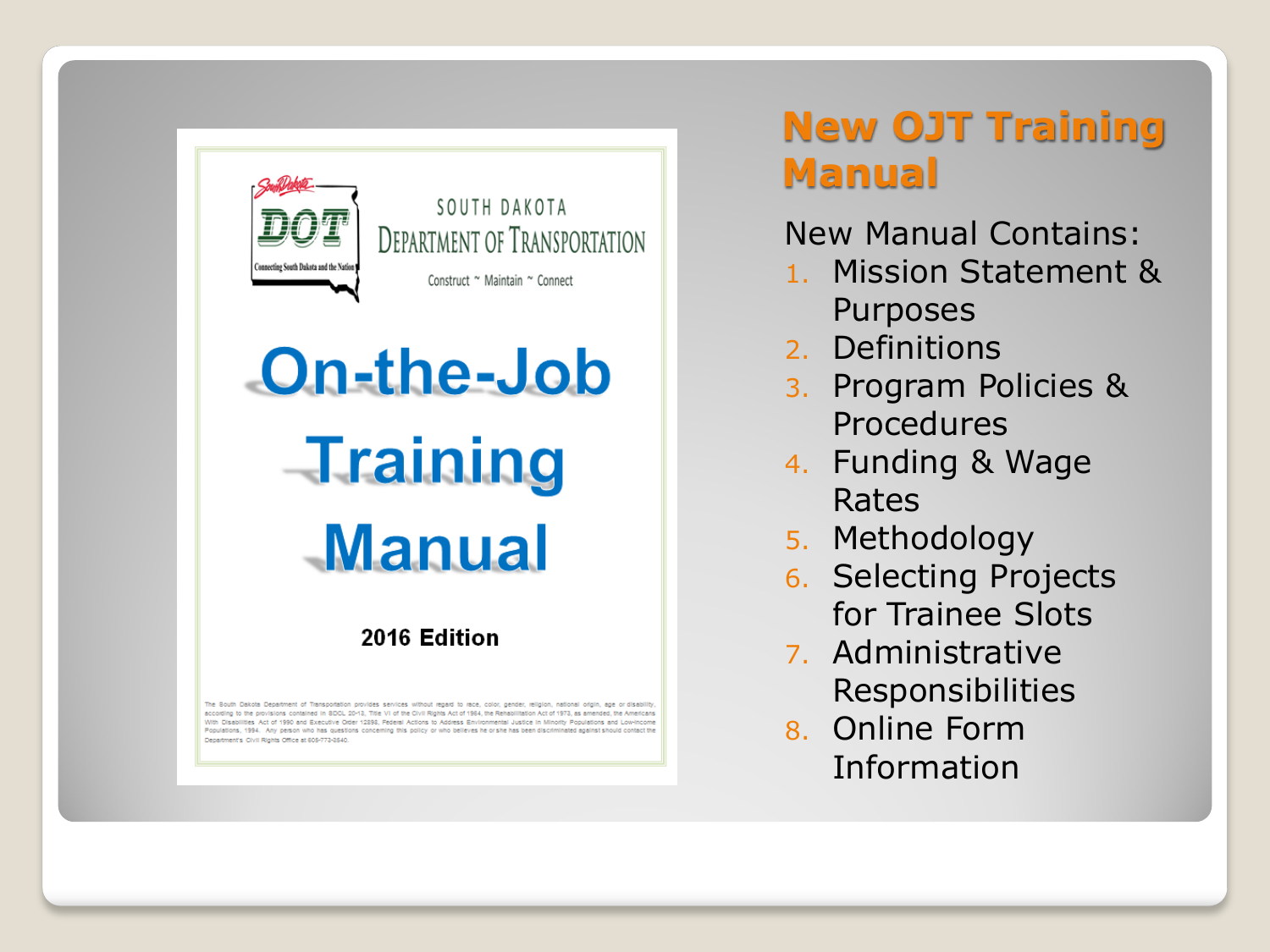## New OJT Training Manual

SOUTH DAKOTA DEPARTMENT OF TRANSPORTATION

Construct ~ Maintain ~ Connect

**On-the-Job Training Manual**

**2016 Edition**

The South Dakota Department of Transportation provides services without regard to race, color, gender, religion, national origin, age or disability, according to the provisions contained in SDCL 20-13, Title VI of the Civil Rights Act of 1964, the Rehabilitation Act of 1973, as amended, the Americans With Disabilities Act of 1990 and Executive Order 12898, Federal Actions to Address Environmental Justice in Minority Populations and Low-Income Populations, 1994. Any person who has questions concerning this policy or who believes he or she has been discriminated against should contact the Department's Civil Rights Office at 605-773-3540.

New Manual Contains:

1. Mission Statement & Purposes
2. Definitions
3. Program Policies & Procedures
4. Funding & Wage Rates
5. Methodology
6. Selecting Projects for Trainee Slots
7. Administrative Responsibilities
8. Online Form Information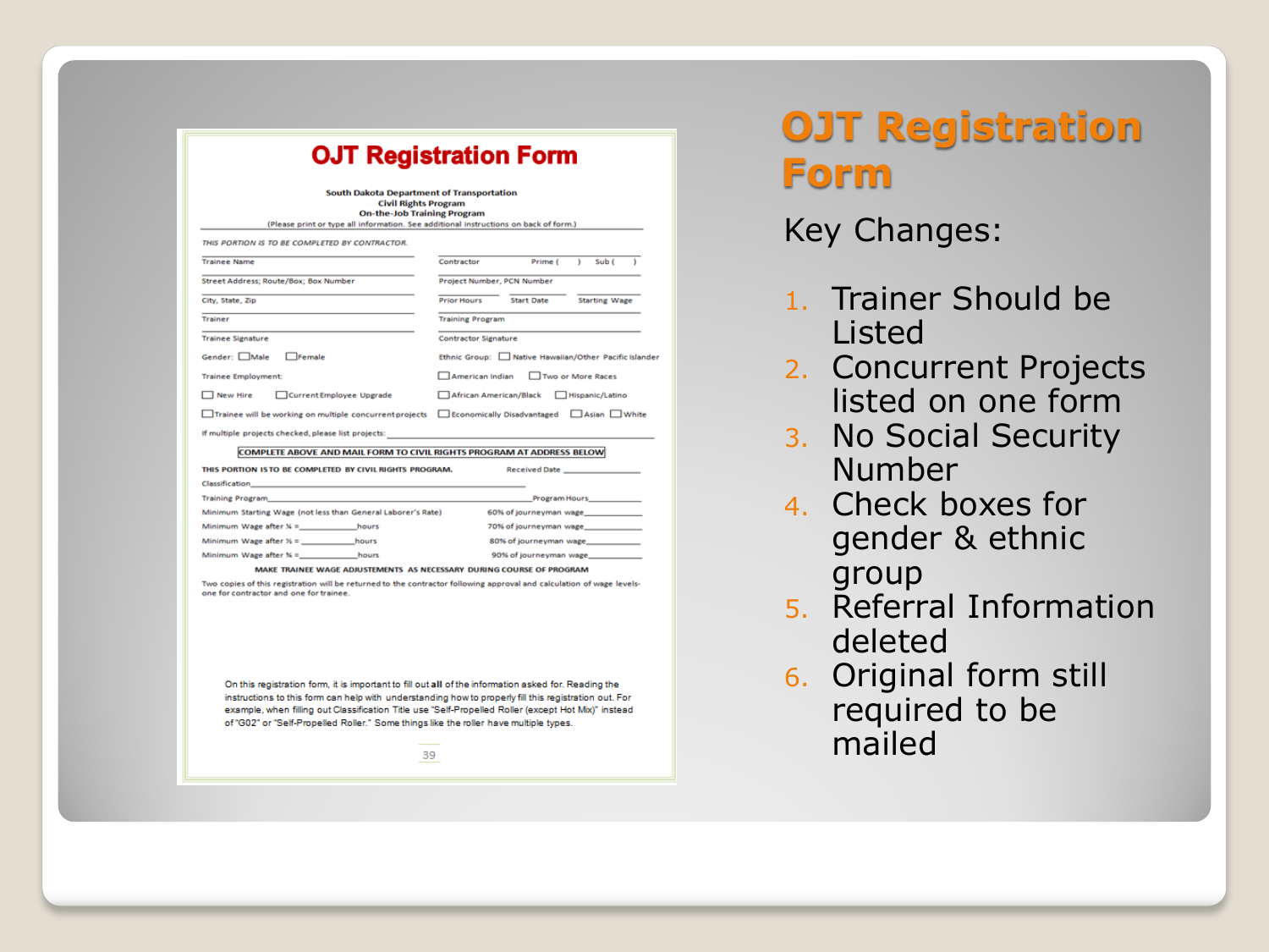# OJT Registration Form

Key Changes:

1. Trainer Should be Listed
2. Concurrent Projects listed on one form
3. No Social Security Number
4. Check boxes for gender & ethnic group
5. Referral Information deleted
6. Original form still required to be mailed

## OJT Registration Form

South Dakota Department of Transportation
Civil Rights Program
On-the-Job Training Program
(Please print or type all information. See additional instructions on back of form.)

*THIS PORTION IS TO BE COMPLETED BY CONTRACTOR.*

| | |
|---|---|
| Trainee Name | Contractor Prime ( ) Sub ( ) |
| Street Address; Route/Box; Box Number | Project Number, PCN Number |
| City, State, Zip | Prior Hours Start Date Starting Wage |
| Trainer | Training Program |
| Trainee Signature | Contractor Signature |

Gender: ☐Male ☐Female

Ethnic Group: ☐ Native Hawaiian/Other Pacific Islander ☐American Indian ☐Two or More Races ☐African American/Black ☐Hispanic/Latino ☐Economically Disadvantaged ☐Asian ☐White

Trainee Employment:

☐ New Hire ☐Current Employee Upgrade

☐Trainee will be working on multiple concurrent projects

If multiple projects checked, please list projects: \_\_\_\_\_\_\_\_

**COMPLETE ABOVE AND MAIL FORM TO CIVIL RIGHTS PROGRAM AT ADDRESS BELOW**

**THIS PORTION IS TO BE COMPLETED BY CIVIL RIGHTS PROGRAM.** Received Date \_\_\_\_\_\_\_\_

Classification\_\_\_\_\_\_\_\_

Training Program\_\_\_\_\_\_\_\_ Program Hours\_\_\_\_\_\_\_\_

Minimum Starting Wage (not less than General Laborer's Rate) 60% of journeyman wage\_\_\_\_\_\_\_\_

Minimum Wage after ¼ = \_\_\_\_\_\_\_\_ hours 70% of journeyman wage\_\_\_\_\_\_\_\_

Minimum Wage after ½ = \_\_\_\_\_\_\_\_ hours 80% of journeyman wage\_\_\_\_\_\_\_\_

Minimum Wage after ¾ = \_\_\_\_\_\_\_\_ hours 90% of journeyman wage\_\_\_\_\_\_\_\_

**MAKE TRAINEE WAGE ADJUSTEMENTS AS NECESSARY DURING COURSE OF PROGRAM**

Two copies of this registration will be returned to the contractor following approval and calculation of wage levels- one for contractor and one for trainee.

On this registration form, it is important to fill out **all** of the information asked for. Reading the instructions to this form can help with understanding how to properly fill this registration out. For example, when filling out Classification Title use "Self-Propelled Roller (except Hot Mix)" instead of "G02" or "Self-Propelled Roller." Some things like the roller have multiple types.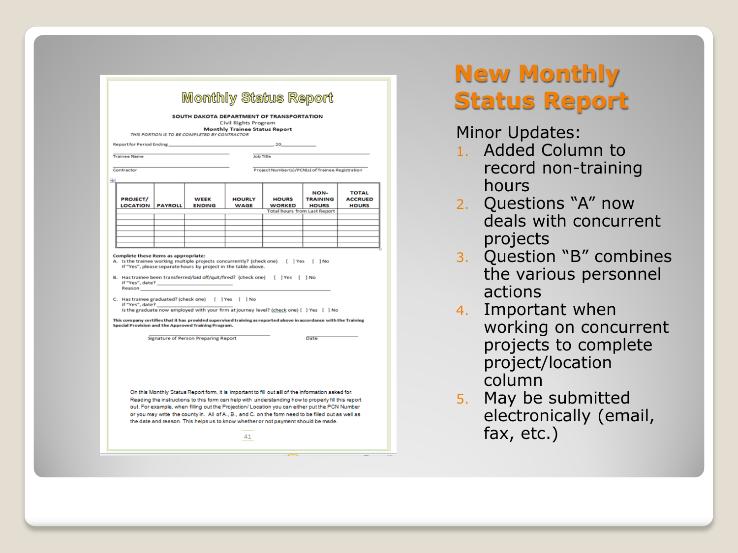# Monthly Status Report

**SOUTH DAKOTA DEPARTMENT OF TRANSPORTATION**
Civil Rights Program
**Monthly Trainee Status Report**
*THIS PORTION IS TO BE COMPLETED BY CONTRACTOR*

Report for Period Ending ____________________, 20________

Trainee Name ____________________ Job Title ____________________

Contractor ____________________ Project Number(s)/PCN(s) of Trainee Registration ____________________

| PROJECT/ LOCATION | PAYROLL | WEEK ENDING | HOURLY WAGE | HOURS WORKED | NON-TRAINING HOURS | TOTAL ACCRUED HOURS |
|---|---|---|---|---|---|---|
| | | | | Total hours from Last Report | | |
| | | | | | | |
| | | | | | | |
| | | | | | | |
| | | | | | | |

**Complete these items as appropriate:**

A. Is the trainee working multiple projects concurrently? (check one) [ ] Yes [ ] No
If "Yes", please separate hours by project in the table above.

B. Has trainee been transferred/laid off/quit/fired? (check one) [ ] Yes [ ] No
If "Yes", date? ____________________
Reason ____________________

C. Has trainee graduated? (check one) [ ] Yes [ ] No
If "Yes", date? ____________________
Is the graduate now employed with your firm at journey level? (check one) [ ] Yes [ ] No

**This company certifies that it has provided supervised training as reported above in accordance with the Training Special Provision and the Approved Training Program.**

____________________ Signature of Person Preparing Report ____________________ Date

On this Monthly Status Report form, it is important to fill out **all** of the information asked for. Reading the instructions to this form can help with understanding how to properly fill this report out. For example, when filling out the Projection/ Location you can either put the PCN Number or you may write the county in. All of A., B., and C. on the form need to be filled out as well as the date and reason. This helps us to know whether or not payment should be made.

# New Monthly Status Report

Minor Updates:

1. Added Column to record non-training hours
2. Questions "A" now deals with concurrent projects
3. Question "B" combines the various personnel actions
4. Important when working on concurrent projects to complete project/location column
5. May be submitted electronically (email, fax, etc.)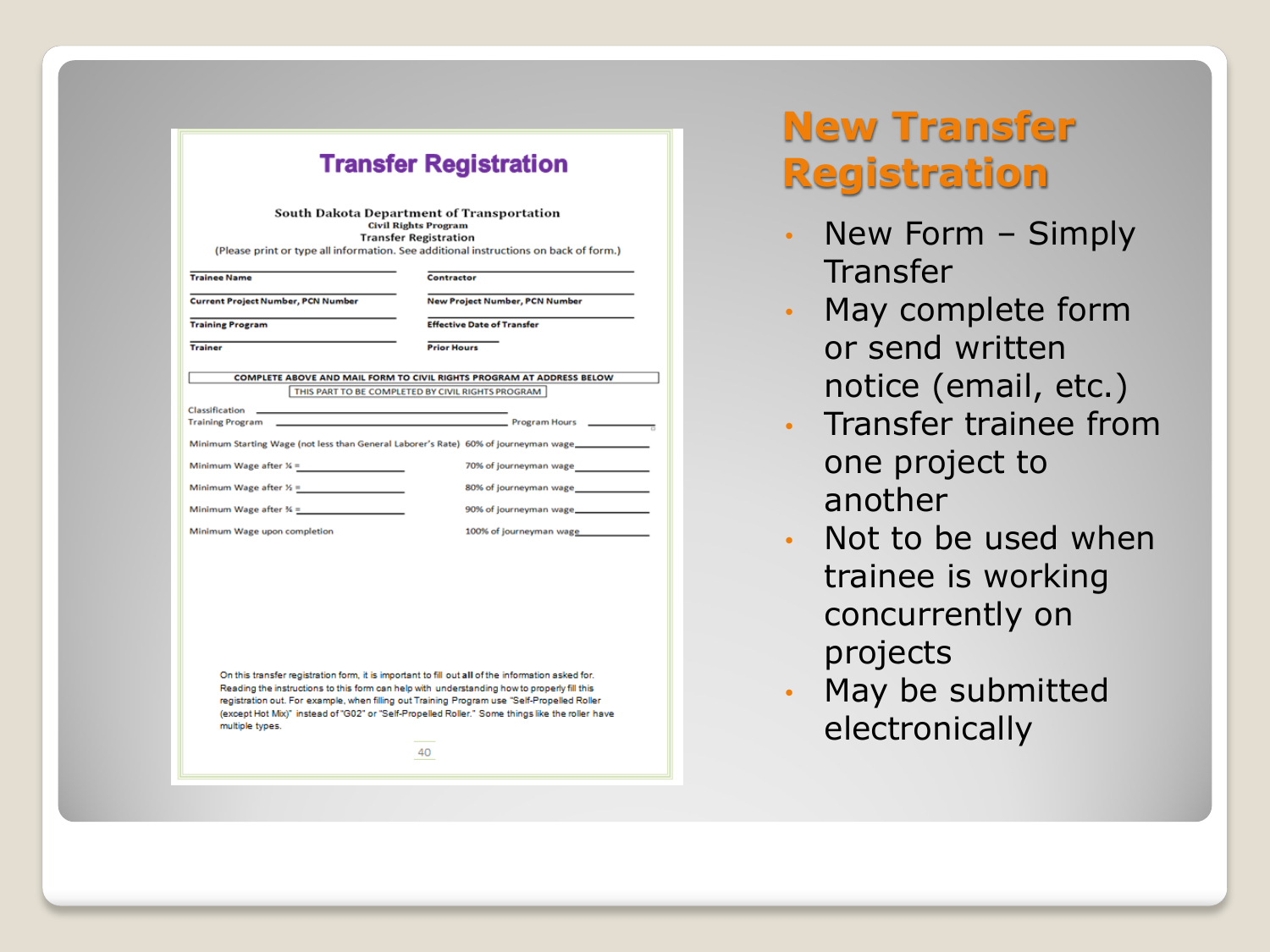# New Transfer Registration

- New Form – Simply Transfer
- May complete form or send written notice (email, etc.)
- Transfer trainee from one project to another
- Not to be used when trainee is working concurrently on projects
- May be submitted electronically

## Transfer Registration

**South Dakota Department of Transportation**
**Civil Rights Program**
**Transfer Registration**
(Please print or type all information. See additional instructions on back of form.)

| | |
|---|---|
| **Trainee Name** | **Contractor** |
| **Current Project Number, PCN Number** | **New Project Number, PCN Number** |
| **Training Program** | **Effective Date of Transfer** |
| **Trainer** | **Prior Hours** |

**COMPLETE ABOVE AND MAIL FORM TO CIVIL RIGHTS PROGRAM AT ADDRESS BELOW**

THIS PART TO BE COMPLETED BY CIVIL RIGHTS PROGRAM

Classification ____________________

Training Program ____________________ Program Hours __________

| | |
|---|---|
| Minimum Starting Wage (not less than General Laborer's Rate) | 60% of journeyman wage__________ |
| Minimum Wage after ¼ = __________ | 70% of journeyman wage__________ |
| Minimum Wage after ½ = __________ | 80% of journeyman wage__________ |
| Minimum Wage after ¾ = __________ | 90% of journeyman wage__________ |
| Minimum Wage upon completion | 100% of journeyman wage__________ |

On this transfer registration form, it is important to fill out **all** of the information asked for. Reading the instructions to this form can help with understanding how to properly fill this registration out. For example, when filling out Training Program use "Self-Propelled Roller (except Hot Mix)" instead of "G02" or "Self-Propelled Roller." Some things like the roller have multiple types.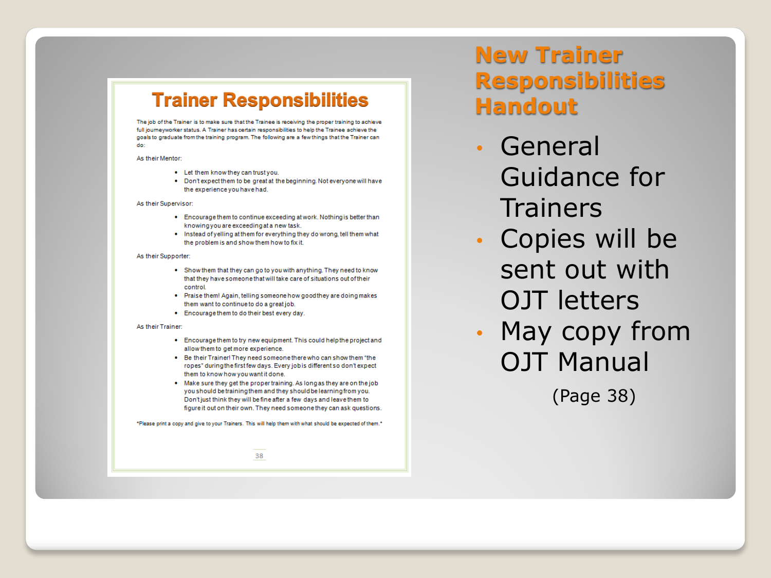# New Trainer Responsibilities Handout

- General Guidance for Trainers
- Copies will be sent out with OJT letters
- May copy from OJT Manual

(Page 38)

## Trainer Responsibilities

The job of the Trainer is to make sure that the Trainee is receiving the proper training to achieve full journeyworker status. A Trainer has certain responsibilities to help the Trainee achieve the goals to graduate from the training program. The following are a few things that the Trainer can do:

As their Mentor:

- Let them know they can trust you.
- Don't expect them to be great at the beginning. Not everyone will have the experience you have had.

As their Supervisor:

- Encourage them to continue exceeding at work. Nothing is better than knowing you are exceeding at a new task.
- Instead of yelling at them for everything they do wrong, tell them what the problem is and show them how to fix it.

As their Supporter:

- Show them that they can go to you with anything. They need to know that they have someone that will take care of situations out of their control.
- Praise them! Again, telling someone how good they are doing makes them want to continue to do a great job.
- Encourage them to do their best every day.

As their Trainer:

- Encourage them to try new equipment. This could help the project and allow them to get more experience.
- Be their Trainer! They need someone there who can show them "the ropes" during the first few days. Every job is different so don't expect them to know how you want it done.
- Make sure they get the proper training. As long as they are on the job you should be training them and they should be learning from you. Don't just think they will be fine after a few days and leave them to figure it out on their own. They need someone they can ask questions.

*Please print a copy and give to your Trainers. This will help them with what should be expected of them.*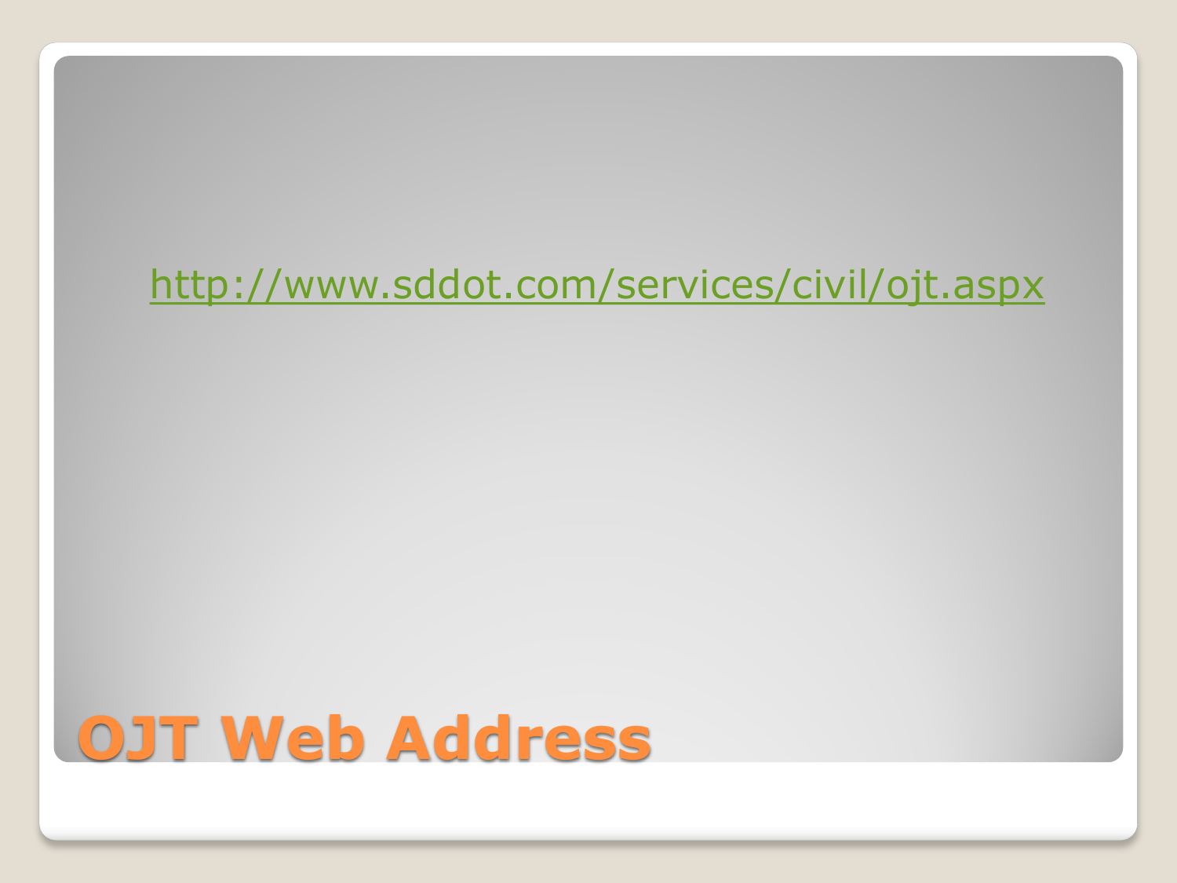# OJT Web Address

http://www.sddot.com/services/civil/ojt.aspx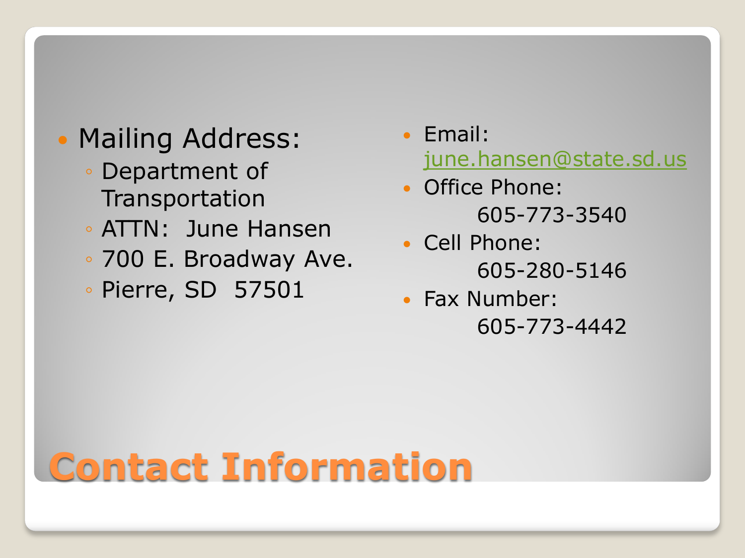# Contact Information

- Mailing Address:
  - Department of Transportation
  - ATTN: June Hansen
  - 700 E. Broadway Ave.
  - Pierre, SD 57501

- Email: june.hansen@state.sd.us
- Office Phone: 605-773-3540
- Cell Phone: 605-280-5146
- Fax Number: 605-773-4442